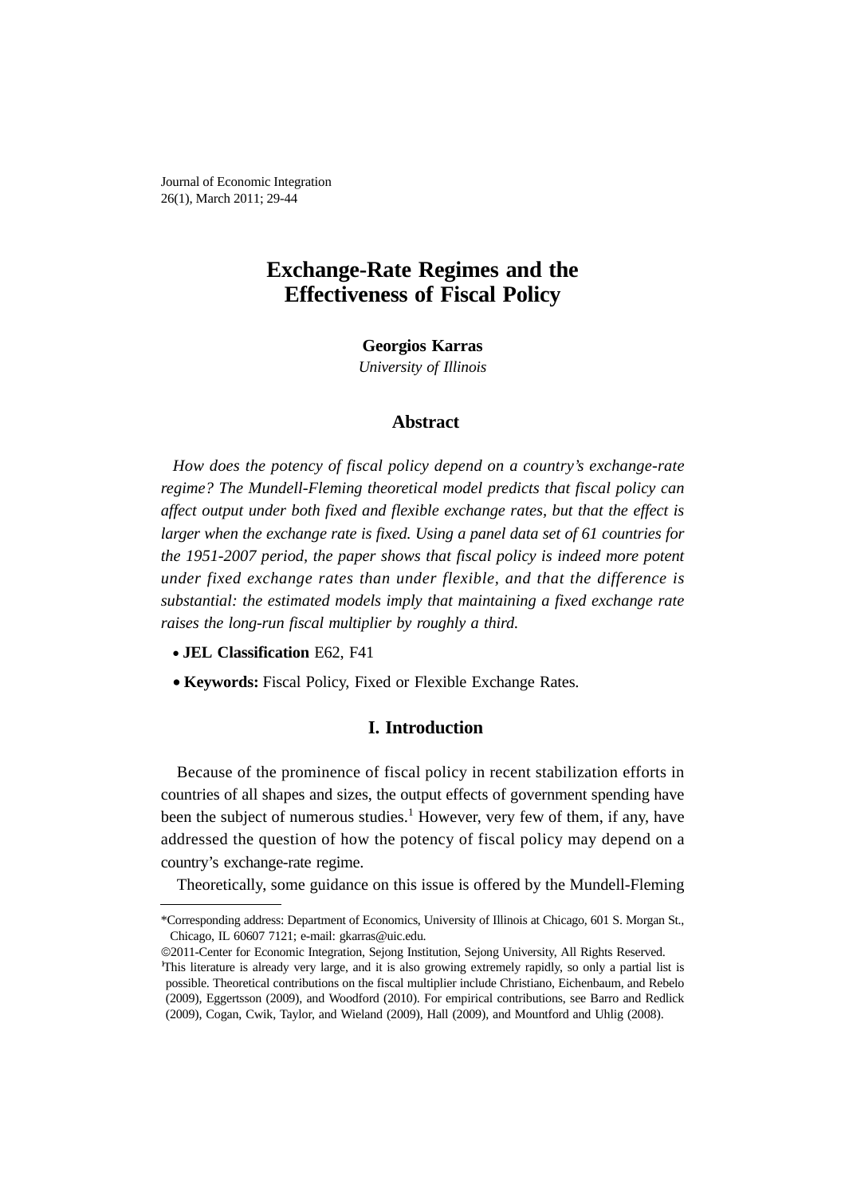# Exchange-Rate Regimes and the Effectiveness of Fiscal Policy

**Georgios Karras**
*University of Illinois*

## Abstract

*How does the potency of fiscal policy depend on a country's exchange-rate regime? The Mundell-Fleming theoretical model predicts that fiscal policy can affect output under both fixed and flexible exchange rates, but that the effect is larger when the exchange rate is fixed. Using a panel data set of 61 countries for the 1951-2007 period, the paper shows that fiscal policy is indeed more potent under fixed exchange rates than under flexible, and that the difference is substantial: the estimated models imply that maintaining a fixed exchange rate raises the long-run fiscal multiplier by roughly a third.*

- **JEL Classification** E62, F41
- **Keywords:** Fiscal Policy, Fixed or Flexible Exchange Rates.

## I. Introduction

Because of the prominence of fiscal policy in recent stabilization efforts in countries of all shapes and sizes, the output effects of government spending have been the subject of numerous studies.[1] However, very few of them, if any, have addressed the question of how the potency of fiscal policy may depend on a country's exchange-rate regime.

Theoretically, some guidance on this issue is offered by the Mundell-Fleming

---

\*Corresponding address: Department of Economics, University of Illinois at Chicago, 601 S. Morgan St., Chicago, IL 60607 7121; e-mail: gkarras@uic.edu.

©2011-Center for Economic Integration, Sejong Institution, Sejong University, All Rights Reserved.

[1] This literature is already very large, and it is also growing extremely rapidly, so only a partial list is possible. Theoretical contributions on the fiscal multiplier include Christiano, Eichenbaum, and Rebelo (2009), Eggertsson (2009), and Woodford (2010). For empirical contributions, see Barro and Redlick (2009), Cogan, Cwik, Taylor, and Wieland (2009), Hall (2009), and Mountford and Uhlig (2008).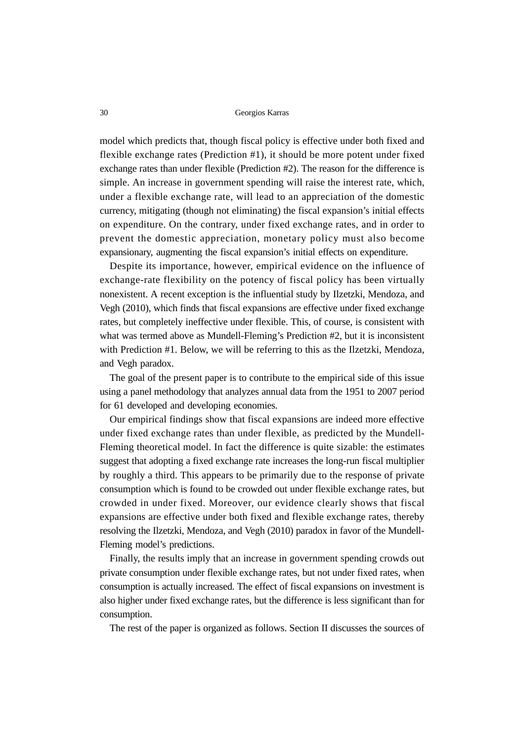model which predicts that, though fiscal policy is effective under both fixed and flexible exchange rates (Prediction #1), it should be more potent under fixed exchange rates than under flexible (Prediction #2). The reason for the difference is simple. An increase in government spending will raise the interest rate, which, under a flexible exchange rate, will lead to an appreciation of the domestic currency, mitigating (though not eliminating) the fiscal expansion's initial effects on expenditure. On the contrary, under fixed exchange rates, and in order to prevent the domestic appreciation, monetary policy must also become expansionary, augmenting the fiscal expansion's initial effects on expenditure.

Despite its importance, however, empirical evidence on the influence of exchange-rate flexibility on the potency of fiscal policy has been virtually nonexistent. A recent exception is the influential study by Ilzetzki, Mendoza, and Vegh (2010), which finds that fiscal expansions are effective under fixed exchange rates, but completely ineffective under flexible. This, of course, is consistent with what was termed above as Mundell-Fleming's Prediction #2, but it is inconsistent with Prediction #1. Below, we will be referring to this as the Ilzetzki, Mendoza, and Vegh paradox.

The goal of the present paper is to contribute to the empirical side of this issue using a panel methodology that analyzes annual data from the 1951 to 2007 period for 61 developed and developing economies.

Our empirical findings show that fiscal expansions are indeed more effective under fixed exchange rates than under flexible, as predicted by the Mundell-Fleming theoretical model. In fact the difference is quite sizable: the estimates suggest that adopting a fixed exchange rate increases the long-run fiscal multiplier by roughly a third. This appears to be primarily due to the response of private consumption which is found to be crowded out under flexible exchange rates, but crowded in under fixed. Moreover, our evidence clearly shows that fiscal expansions are effective under both fixed and flexible exchange rates, thereby resolving the Ilzetzki, Mendoza, and Vegh (2010) paradox in favor of the Mundell-Fleming model's predictions.

Finally, the results imply that an increase in government spending crowds out private consumption under flexible exchange rates, but not under fixed rates, when consumption is actually increased. The effect of fiscal expansions on investment is also higher under fixed exchange rates, but the difference is less significant than for consumption.

The rest of the paper is organized as follows. Section II discusses the sources of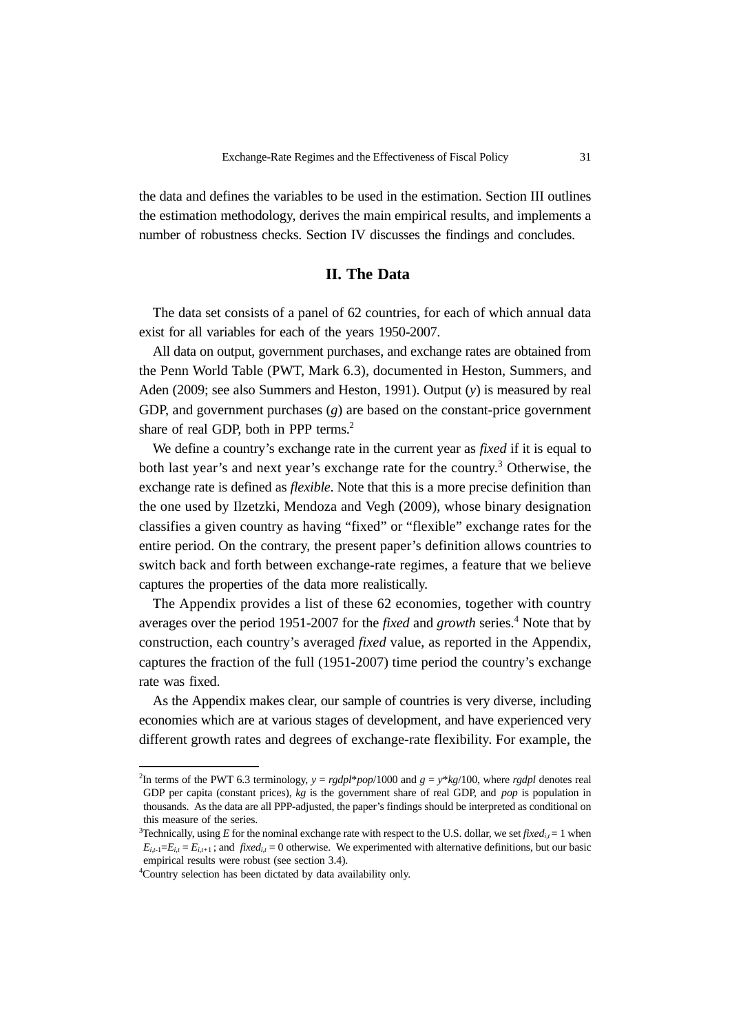the data and defines the variables to be used in the estimation. Section III outlines the estimation methodology, derives the main empirical results, and implements a number of robustness checks. Section IV discusses the findings and concludes.

## II. The Data

The data set consists of a panel of 62 countries, for each of which annual data exist for all variables for each of the years 1950-2007.

All data on output, government purchases, and exchange rates are obtained from the Penn World Table (PWT, Mark 6.3), documented in Heston, Summers, and Aden (2009; see also Summers and Heston, 1991). Output ($y$) is measured by real GDP, and government purchases ($g$) are based on the constant-price government share of real GDP, both in PPP terms.[2]

We define a country's exchange rate in the current year as *fixed* if it is equal to both last year's and next year's exchange rate for the country.[3] Otherwise, the exchange rate is defined as *flexible*. Note that this is a more precise definition than the one used by Ilzetzki, Mendoza and Vegh (2009), whose binary designation classifies a given country as having "fixed" or "flexible" exchange rates for the entire period. On the contrary, the present paper's definition allows countries to switch back and forth between exchange-rate regimes, a feature that we believe captures the properties of the data more realistically.

The Appendix provides a list of these 62 economies, together with country averages over the period 1951-2007 for the *fixed* and *growth* series.[4] Note that by construction, each country's averaged *fixed* value, as reported in the Appendix, captures the fraction of the full (1951-2007) time period the country's exchange rate was fixed.

As the Appendix makes clear, our sample of countries is very diverse, including economies which are at various stages of development, and have experienced very different growth rates and degrees of exchange-rate flexibility. For example, the

---

[2] In terms of the PWT 6.3 terminology, $y = rgdpl*pop/1000$ and $g = y*kg/100$, where *rgdpl* denotes real GDP per capita (constant prices), *kg* is the government share of real GDP, and *pop* is population in thousands. As the data are all PPP-adjusted, the paper's findings should be interpreted as conditional on this measure of the series.

[3] Technically, using $E$ for the nominal exchange rate with respect to the U.S. dollar, we set $fixed_{i,t} = 1$ when $E_{i,t-1} = E_{i,t} = E_{i,t+1}$ ; and $fixed_{i,t} = 0$ otherwise. We experimented with alternative definitions, but our basic empirical results were robust (see section 3.4).

[4] Country selection has been dictated by data availability only.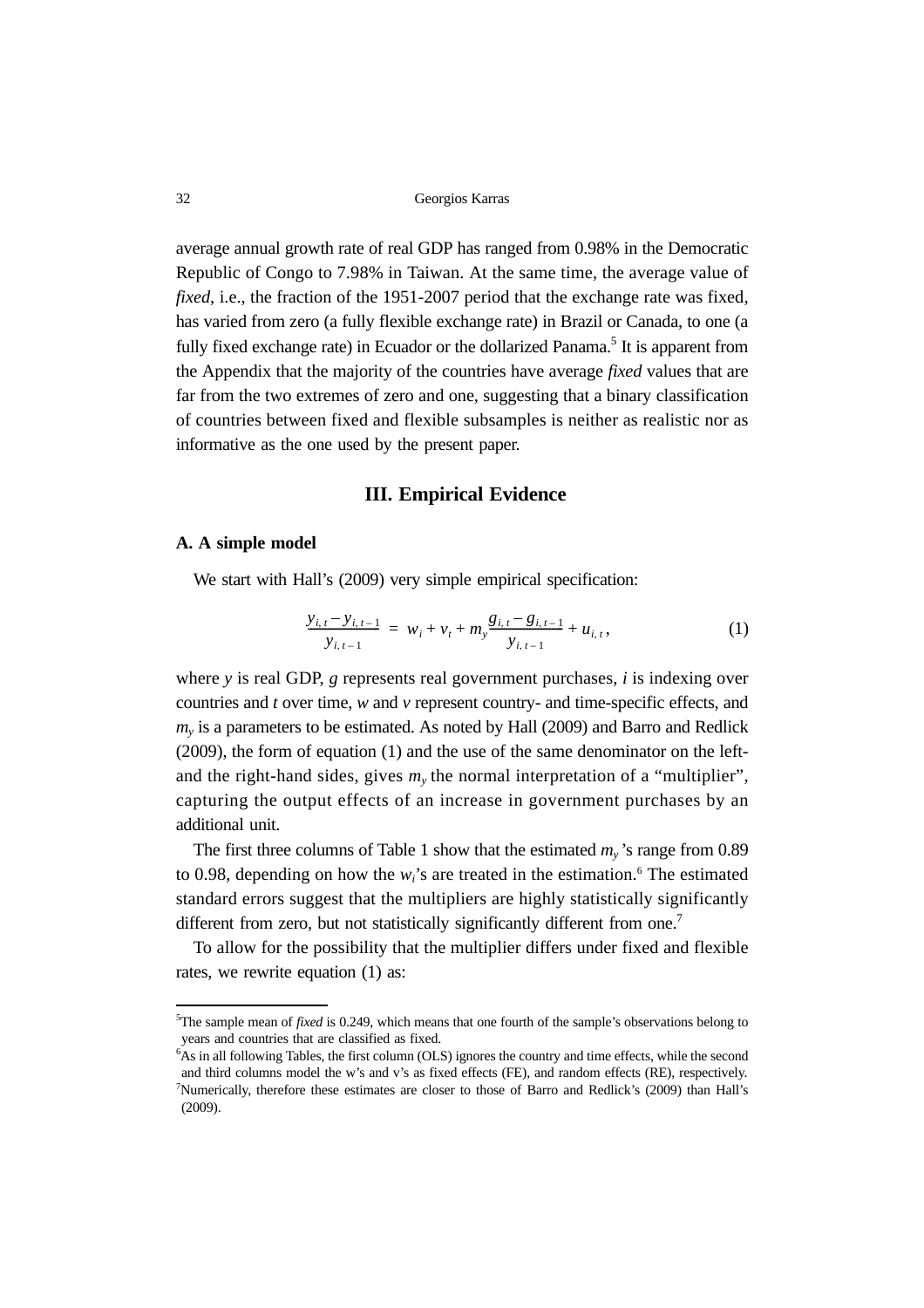average annual growth rate of real GDP has ranged from 0.98% in the Democratic Republic of Congo to 7.98% in Taiwan. At the same time, the average value of *fixed*, i.e., the fraction of the 1951-2007 period that the exchange rate was fixed, has varied from zero (a fully flexible exchange rate) in Brazil or Canada, to one (a fully fixed exchange rate) in Ecuador or the dollarized Panama.[5] It is apparent from the Appendix that the majority of the countries have average *fixed* values that are far from the two extremes of zero and one, suggesting that a binary classification of countries between fixed and flexible subsamples is neither as realistic nor as informative as the one used by the present paper.

## III. Empirical Evidence

### A. A simple model

We start with Hall's (2009) very simple empirical specification:

$$\frac{y_{i,t} - y_{i,t-1}}{y_{i,t-1}} = w_i + v_t + m_y \frac{g_{i,t} - g_{i,t-1}}{y_{i,t-1}} + u_{i,t}, \tag{1}$$

where $y$ is real GDP, $g$ represents real government purchases, $i$ is indexing over countries and $t$ over time, $w$ and $v$ represent country- and time-specific effects, and $m_y$ is a parameters to be estimated. As noted by Hall (2009) and Barro and Redlick (2009), the form of equation (1) and the use of the same denominator on the left- and the right-hand sides, gives $m_y$ the normal interpretation of a "multiplier", capturing the output effects of an increase in government purchases by an additional unit.

The first three columns of Table 1 show that the estimated $m_y$'s range from 0.89 to 0.98, depending on how the $w_i$'s are treated in the estimation.[6] The estimated standard errors suggest that the multipliers are highly statistically significantly different from zero, but not statistically significantly different from one.[7]

To allow for the possibility that the multiplier differs under fixed and flexible rates, we rewrite equation (1) as:

---

[5]The sample mean of *fixed* is 0.249, which means that one fourth of the sample's observations belong to years and countries that are classified as fixed.

[6]As in all following Tables, the first column (OLS) ignores the country and time effects, while the second and third columns model the w's and v's as fixed effects (FE), and random effects (RE), respectively.

[7]Numerically, therefore these estimates are closer to those of Barro and Redlick's (2009) than Hall's (2009).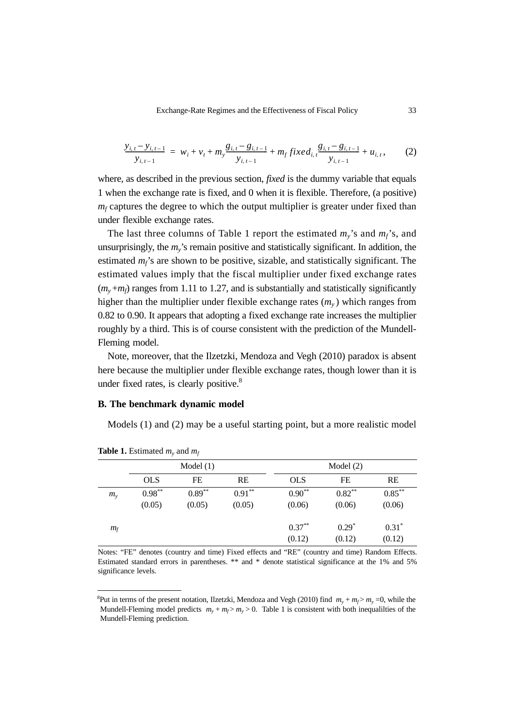$$\frac{y_{i,t} - y_{i,t-1}}{y_{i,t-1}} = w_i + v_t + m_y \frac{g_{i,t} - g_{i,t-1}}{y_{i,t-1}} + m_f \, fixed_{i,t} \frac{g_{i,t} - g_{i,t-1}}{y_{i,t-1}} + u_{i,t}, \qquad (2)$$

where, as described in the previous section, *fixed* is the dummy variable that equals 1 when the exchange rate is fixed, and 0 when it is flexible. Therefore, (a positive) $m_f$ captures the degree to which the output multiplier is greater under fixed than under flexible exchange rates.

The last three columns of Table 1 report the estimated $m_y$'s and $m_f$'s, and unsurprisingly, the $m_y$'s remain positive and statistically significant. In addition, the estimated $m_f$'s are shown to be positive, sizable, and statistically significant. The estimated values imply that the fiscal multiplier under fixed exchange rates ($m_y + m_f$) ranges from 1.11 to 1.27, and is substantially and statistically significantly higher than the multiplier under flexible exchange rates ($m_y$) which ranges from 0.82 to 0.90. It appears that adopting a fixed exchange rate increases the multiplier roughly by a third. This is of course consistent with the prediction of the Mundell-Fleming model.

Note, moreover, that the Ilzetzki, Mendoza and Vegh (2010) paradox is absent here because the multiplier under flexible exchange rates, though lower than it is under fixed rates, is clearly positive.[8]

### B. The benchmark dynamic model

Models (1) and (2) may be a useful starting point, but a more realistic model

**Table 1.** Estimated $m_y$ and $m_f$

| | Model (1) | | | Model (2) | | |
|---|---|---|---|---|---|---|
| | OLS | FE | RE | OLS | FE | RE |
| $m_y$ | $0.98^{**}$ | $0.89^{**}$ | $0.91^{**}$ | $0.90^{**}$ | $0.82^{**}$ | $0.85^{**}$ |
| | (0.05) | (0.05) | (0.05) | (0.06) | (0.06) | (0.06) |
| $m_f$ | | | | $0.37^{**}$ | $0.29^{*}$ | $0.31^{*}$ |
| | | | | (0.12) | (0.12) | (0.12) |

Notes: "FE" denotes (country and time) Fixed effects and "RE" (country and time) Random Effects. Estimated standard errors in parentheses. ** and * denote statistical significance at the 1% and 5% significance levels.

[8] Put in terms of the present notation, Ilzetzki, Mendoza and Vegh (2010) find $m_y + m_f > m_y = 0$, while the Mundell-Fleming model predicts $m_y + m_f > m_y > 0$. Table 1 is consistent with both inequalilties of the Mundell-Fleming prediction.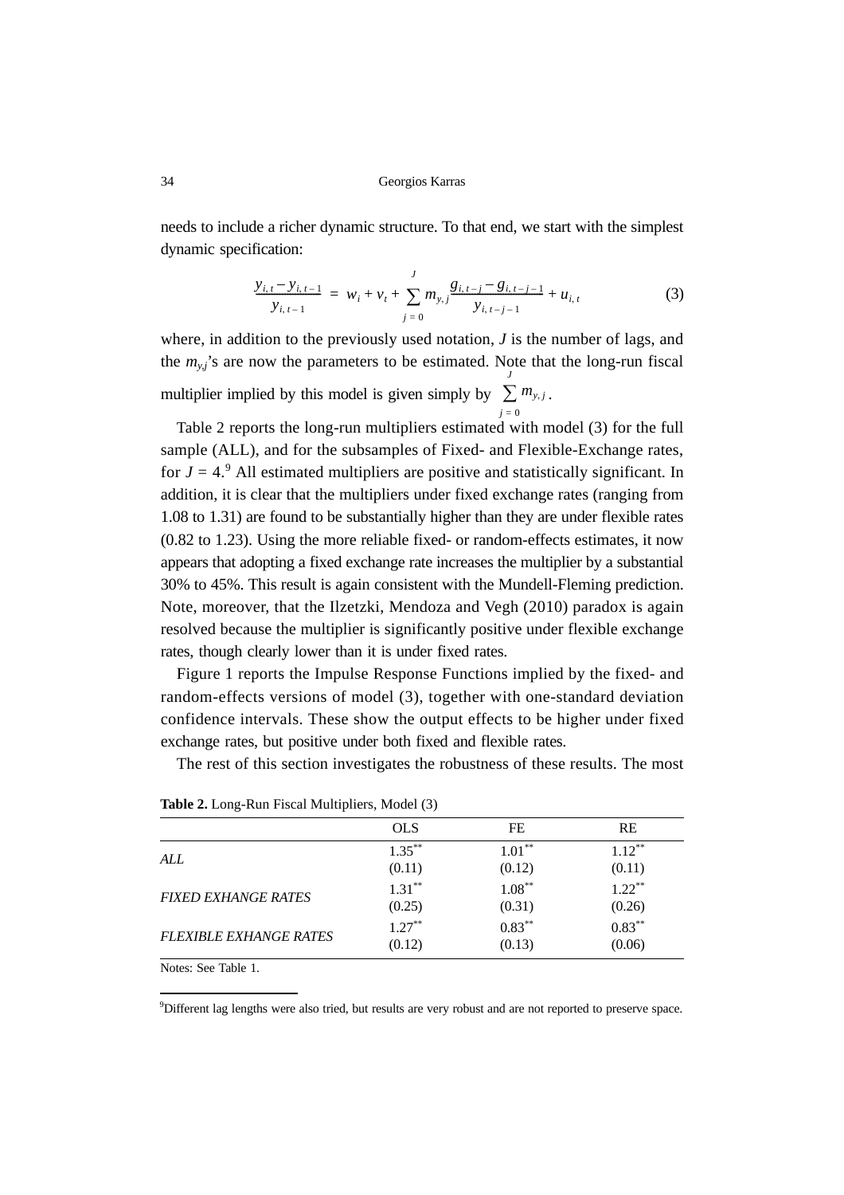needs to include a richer dynamic structure. To that end, we start with the simplest dynamic specification:

$$\frac{y_{i,t} - y_{i,t-1}}{y_{i,t-1}} = w_i + v_t + \sum_{j=0}^{J} m_{y,j} \frac{g_{i,t-j} - g_{i,t-j-1}}{y_{i,t-j-1}} + u_{i,t} \tag{3}$$

where, in addition to the previously used notation, $J$ is the number of lags, and the $m_{y,j}$'s are now the parameters to be estimated. Note that the long-run fiscal multiplier implied by this model is given simply by $\sum_{j=0}^{J} m_{y,j}$.

Table 2 reports the long-run multipliers estimated with model (3) for the full sample (ALL), and for the subsamples of Fixed- and Flexible-Exchange rates, for $J = 4$.[9] All estimated multipliers are positive and statistically significant. In addition, it is clear that the multipliers under fixed exchange rates (ranging from 1.08 to 1.31) are found to be substantially higher than they are under flexible rates (0.82 to 1.23). Using the more reliable fixed- or random-effects estimates, it now appears that adopting a fixed exchange rate increases the multiplier by a substantial 30% to 45%. This result is again consistent with the Mundell-Fleming prediction. Note, moreover, that the Ilzetzki, Mendoza and Vegh (2010) paradox is again resolved because the multiplier is significantly positive under flexible exchange rates, though clearly lower than it is under fixed rates.

Figure 1 reports the Impulse Response Functions implied by the fixed- and random-effects versions of model (3), together with one-standard deviation confidence intervals. These show the output effects to be higher under fixed exchange rates, but positive under both fixed and flexible rates.

The rest of this section investigates the robustness of these results. The most

**Table 2.** Long-Run Fiscal Multipliers, Model (3)

| | OLS | FE | RE |
|---|---|---|---|
| *ALL* | $1.35^{**}$ | $1.01^{**}$ | $1.12^{**}$ |
| | (0.11) | (0.12) | (0.11) |
| *FIXED EXHANGE RATES* | $1.31^{**}$ | $1.08^{**}$ | $1.22^{**}$ |
| | (0.25) | (0.31) | (0.26) |
| *FLEXIBLE EXHANGE RATES* | $1.27^{**}$ | $0.83^{**}$ | $0.83^{**}$ |
| | (0.12) | (0.13) | (0.06) |

Notes: See Table 1.

[9] Different lag lengths were also tried, but results are very robust and are not reported to preserve space.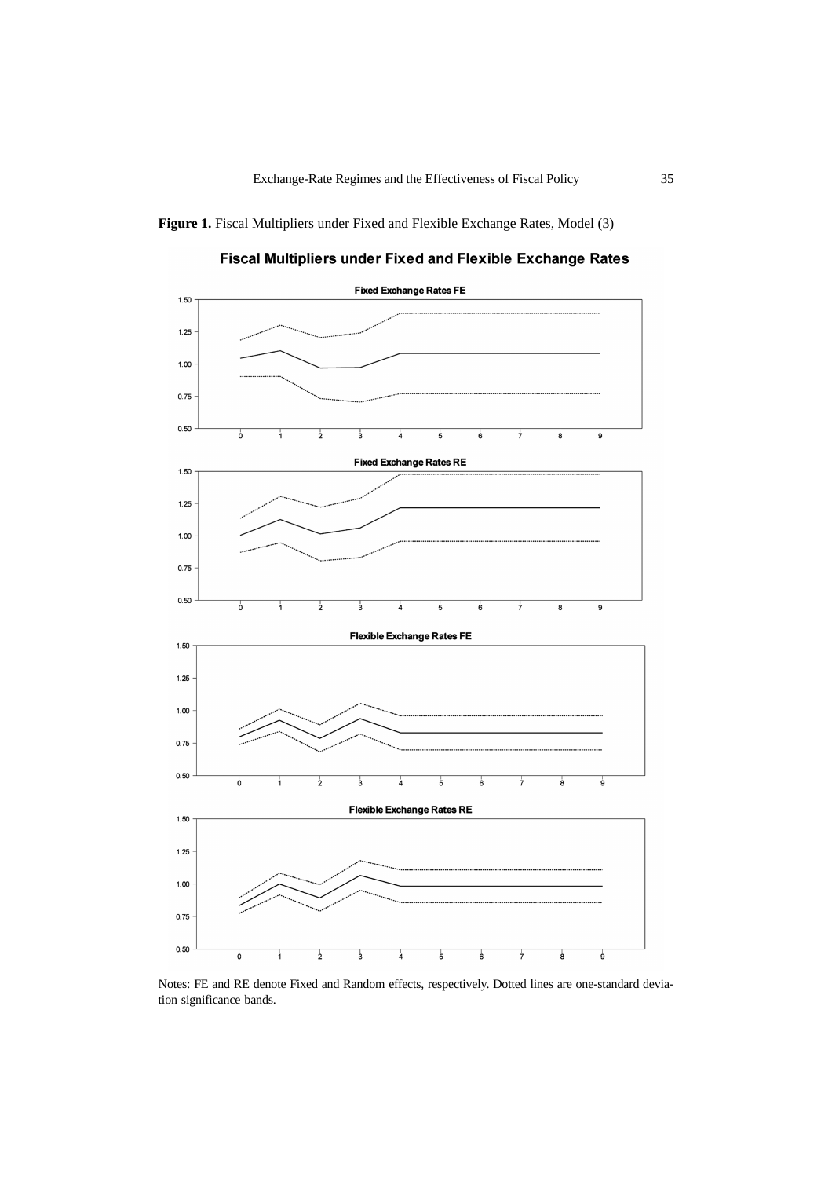**Figure 1.** Fiscal Multipliers under Fixed and Flexible Exchange Rates, Model (3)

Notes: FE and RE denote Fixed and Random effects, respectively. Dotted lines are one-standard deviation significance bands.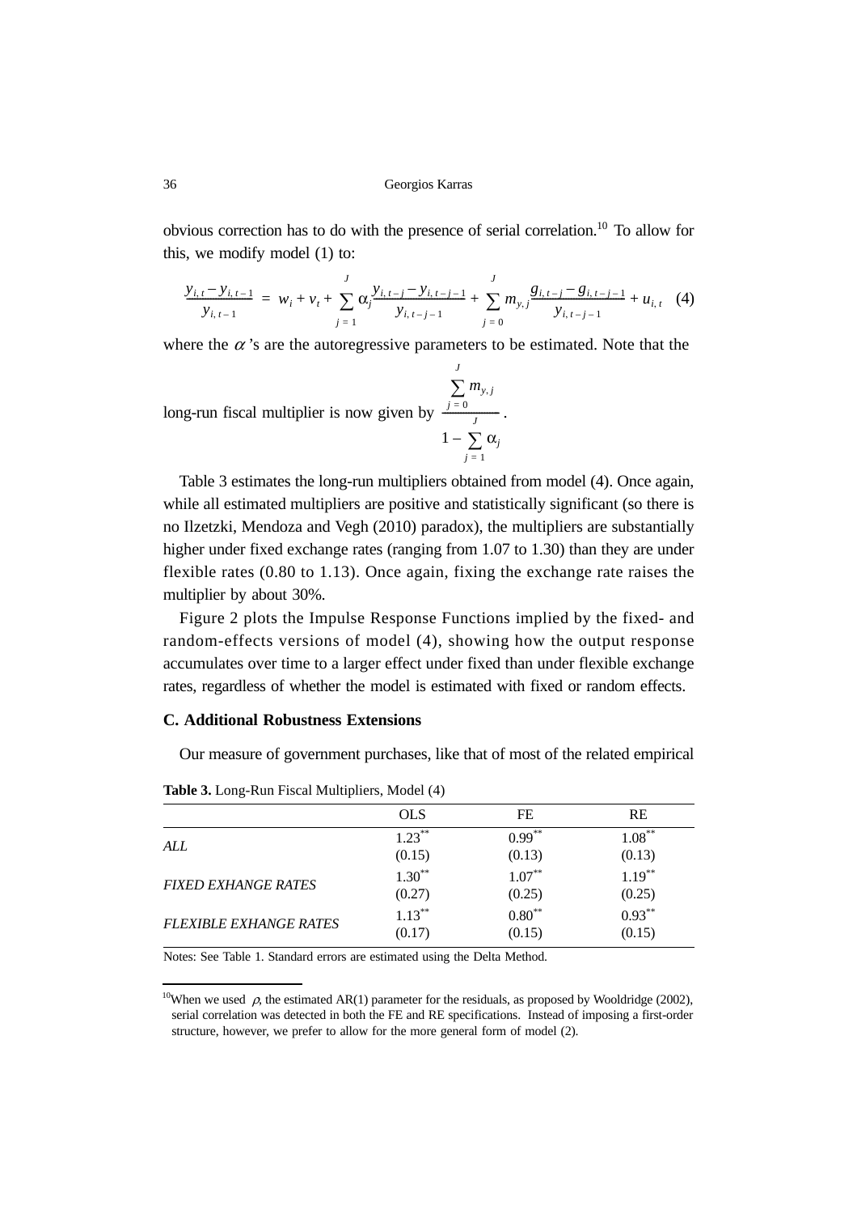obvious correction has to do with the presence of serial correlation.[10] To allow for this, we modify model (1) to:

$$\frac{y_{i,t} - y_{i,t-1}}{y_{i,t-1}} = w_i + v_t + \sum_{j=1}^{J} \alpha_j \frac{y_{i,t-j} - y_{i,t-j-1}}{y_{i,t-j-1}} + \sum_{j=0}^{J} m_{y,j} \frac{g_{i,t-j} - g_{i,t-j-1}}{y_{i,t-j-1}} + u_{i,t} \quad (4)$$

where the $\alpha$'s are the autoregressive parameters to be estimated. Note that the long-run fiscal multiplier is now given by $\frac{\sum_{j=0}^{J} m_{y,j}}{1 - \sum_{j=1}^{J} \alpha_j}$.

Table 3 estimates the long-run multipliers obtained from model (4). Once again, while all estimated multipliers are positive and statistically significant (so there is no Ilzetzki, Mendoza and Vegh (2010) paradox), the multipliers are substantially higher under fixed exchange rates (ranging from 1.07 to 1.30) than they are under flexible rates (0.80 to 1.13). Once again, fixing the exchange rate raises the multiplier by about 30%.

Figure 2 plots the Impulse Response Functions implied by the fixed- and random-effects versions of model (4), showing how the output response accumulates over time to a larger effect under fixed than under flexible exchange rates, regardless of whether the model is estimated with fixed or random effects.

### C. Additional Robustness Extensions

Our measure of government purchases, like that of most of the related empirical

**Table 3.** Long-Run Fiscal Multipliers, Model (4)

| | OLS | FE | RE |
|---|---|---|---|
| *ALL* | 1.23** | 0.99** | 1.08** |
| | (0.15) | (0.13) | (0.13) |
| *FIXED EXHANGE RATES* | 1.30** | 1.07** | 1.19** |
| | (0.27) | (0.25) | (0.25) |
| *FLEXIBLE EXHANGE RATES* | 1.13** | 0.80** | 0.93** |
| | (0.17) | (0.15) | (0.15) |

Notes: See Table 1. Standard errors are estimated using the Delta Method.

[10] When we used $\rho$, the estimated AR(1) parameter for the residuals, as proposed by Wooldridge (2002), serial correlation was detected in both the FE and RE specifications. Instead of imposing a first-order structure, however, we prefer to allow for the more general form of model (2).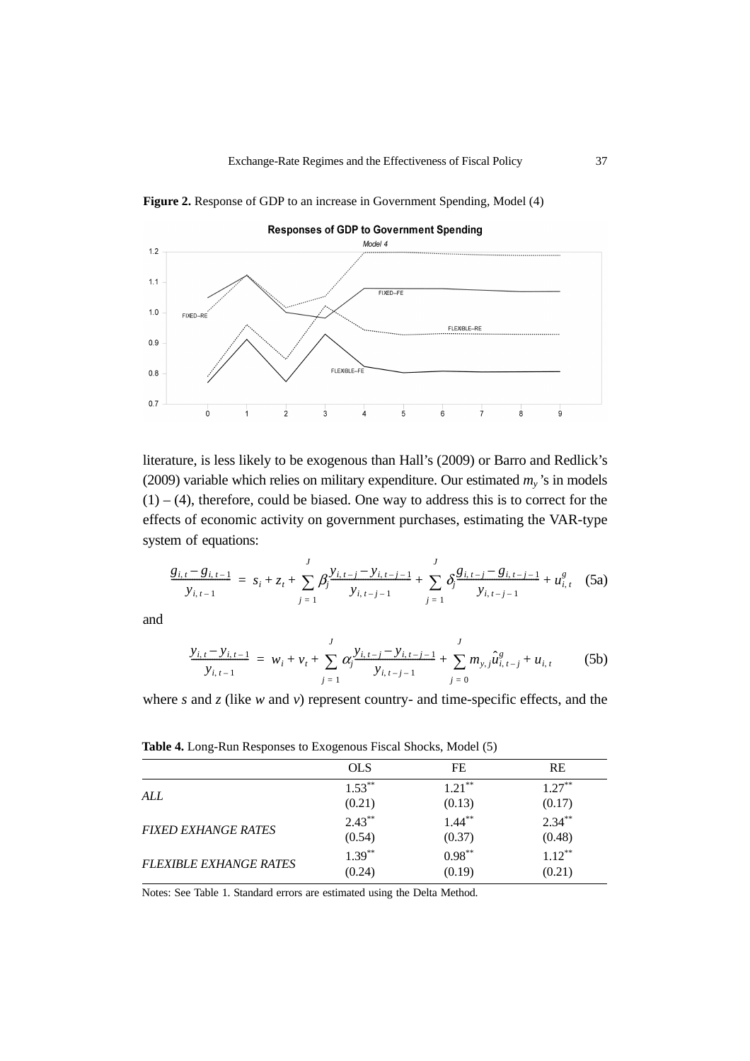**Figure 2.** Response of GDP to an increase in Government Spending, Model (4)

literature, is less likely to be exogenous than Hall's (2009) or Barro and Redlick's (2009) variable which relies on military expenditure. Our estimated $m_y$'s in models (1) – (4), therefore, could be biased. One way to address this is to correct for the effects of economic activity on government purchases, estimating the VAR-type system of equations:

$$\frac{g_{i,t} - g_{i,t-1}}{y_{i,t-1}} = s_i + z_t + \sum_{j=1}^{J} \beta_j \frac{y_{i,t-j} - y_{i,t-j-1}}{y_{i,t-j-1}} + \sum_{j=1}^{J} \delta_j \frac{g_{i,t-j} - g_{i,t-j-1}}{y_{i,t-j-1}} + u_{i,t}^{g} \quad \text{(5a)}$$

and

$$\frac{y_{i,t} - y_{i,t-1}}{y_{i,t-1}} = w_i + v_t + \sum_{j=1}^{J} \alpha_j \frac{y_{i,t-j} - y_{i,t-j-1}}{y_{i,t-j-1}} + \sum_{j=0}^{J} m_{y,j} \hat{u}_{i,t-j}^{g} + u_{i,t} \quad \text{(5b)}$$

where $s$ and $z$ (like $w$ and $v$) represent country- and time-specific effects, and the

**Table 4.** Long-Run Responses to Exogenous Fiscal Shocks, Model (5)

| | OLS | FE | RE |
|---|---|---|---|
| *ALL* | 1.53** | 1.21** | 1.27** |
| | (0.21) | (0.13) | (0.17) |
| *FIXED EXHANGE RATES* | 2.43** | 1.44** | 2.34** |
| | (0.54) | (0.37) | (0.48) |
| *FLEXIBLE EXHANGE RATES* | 1.39** | 0.98** | 1.12** |
| | (0.24) | (0.19) | (0.21) |

Notes: See Table 1. Standard errors are estimated using the Delta Method.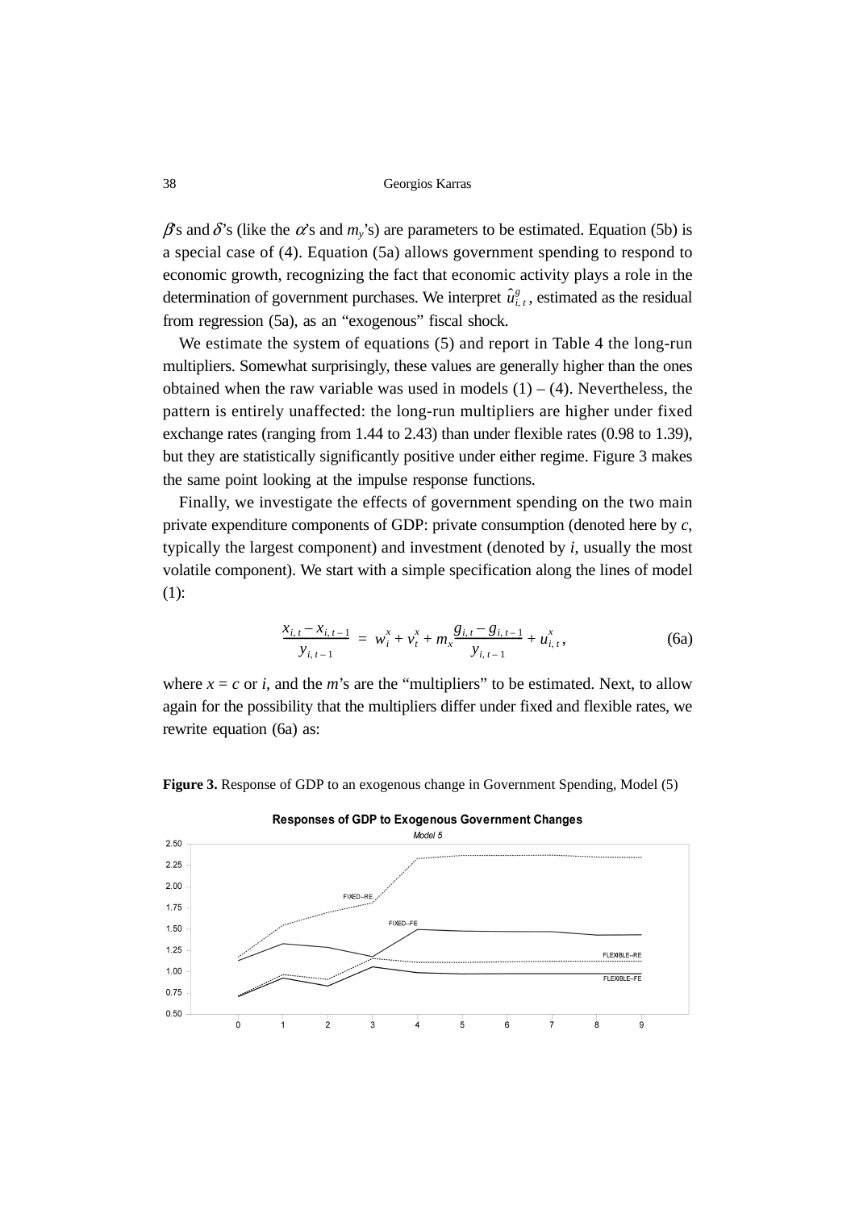$\beta$'s and $\delta$'s (like the $\alpha$'s and $m_y$'s) are parameters to be estimated. Equation (5b) is a special case of (4). Equation (5a) allows government spending to respond to economic growth, recognizing the fact that economic activity plays a role in the determination of government purchases. We interpret $\hat{u}^g_{i,t}$, estimated as the residual from regression (5a), as an "exogenous" fiscal shock.

We estimate the system of equations (5) and report in Table 4 the long-run multipliers. Somewhat surprisingly, these values are generally higher than the ones obtained when the raw variable was used in models (1) – (4). Nevertheless, the pattern is entirely unaffected: the long-run multipliers are higher under fixed exchange rates (ranging from 1.44 to 2.43) than under flexible rates (0.98 to 1.39), but they are statistically significantly positive under either regime. Figure 3 makes the same point looking at the impulse response functions.

Finally, we investigate the effects of government spending on the two main private expenditure components of GDP: private consumption (denoted here by $c$, typically the largest component) and investment (denoted by $i$, usually the most volatile component). We start with a simple specification along the lines of model (1):

$$\frac{x_{i,t} - x_{i,t-1}}{y_{i,t-1}} = w^x_i + v^x_t + m_x \frac{g_{i,t} - g_{i,t-1}}{y_{i,t-1}} + u^x_{i,t}, \tag{6a}$$

where $x = c$ or $i$, and the $m$'s are the "multipliers" to be estimated. Next, to allow again for the possibility that the multipliers differ under fixed and flexible rates, we rewrite equation (6a) as:

**Figure 3.** Response of GDP to an exogenous change in Government Spending, Model (5)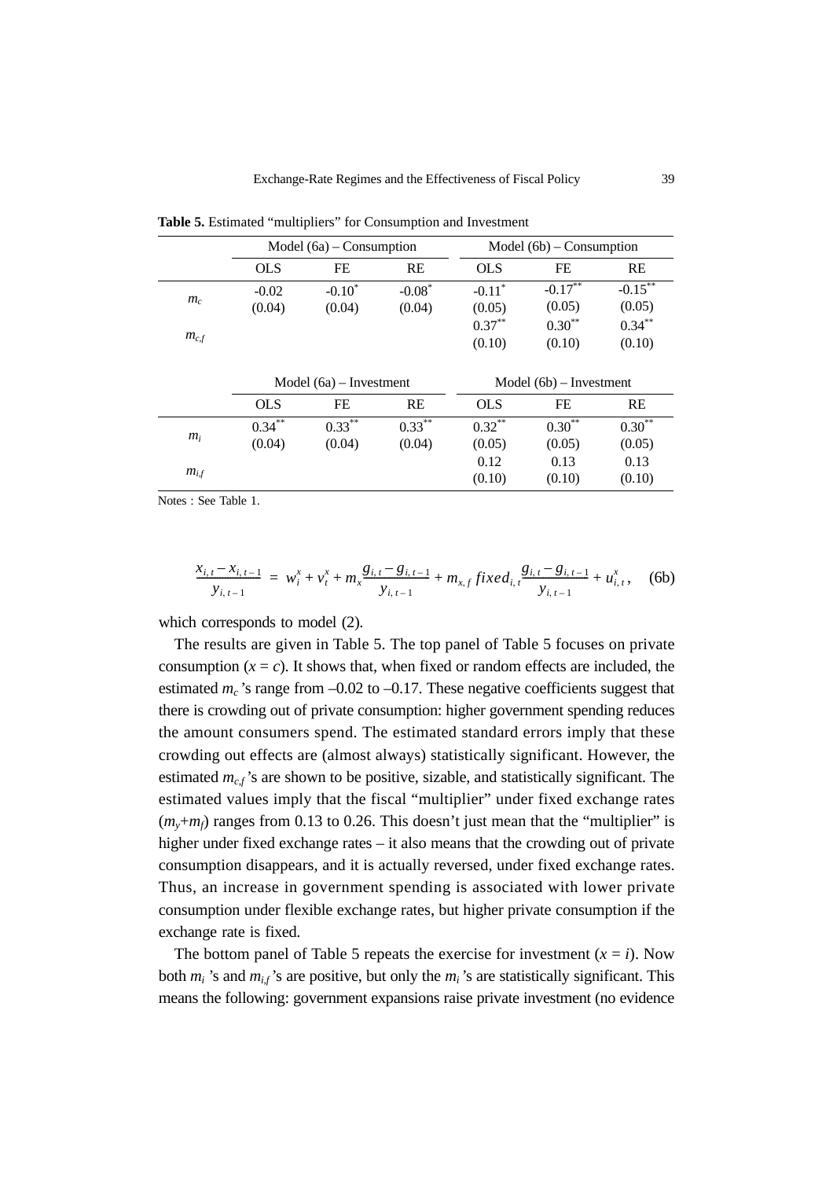**Table 5.** Estimated "multipliers" for Consumption and Investment

| | Model (6a) – Consumption | | | Model (6b) – Consumption | | |
|---|---|---|---|---|---|---|
| | OLS | FE | RE | OLS | FE | RE |
| $m_c$ | -0.02 | -0.10* | -0.08* | -0.11* | -0.17** | -0.15** |
| | (0.04) | (0.04) | (0.04) | (0.05) | (0.05) | (0.05) |
| $m_{c,f}$ | | | | 0.37** | 0.30** | 0.34** |
| | | | | (0.10) | (0.10) | (0.10) |

| | Model (6a) – Investment | | | Model (6b) – Investment | | |
|---|---|---|---|---|---|---|
| | OLS | FE | RE | OLS | FE | RE |
| $m_i$ | 0.34** | 0.33** | 0.33** | 0.32** | 0.30** | 0.30** |
| | (0.04) | (0.04) | (0.04) | (0.05) | (0.05) | (0.05) |
| $m_{i,f}$ | | | | 0.12 | 0.13 | 0.13 |
| | | | | (0.10) | (0.10) | (0.10) |

Notes : See Table 1.

$$\frac{x_{i,t} - x_{i,t-1}}{y_{i,t-1}} = w_i^x + v_t^x + m_x \frac{g_{i,t} - g_{i,t-1}}{y_{i,t-1}} + m_{x,f}\, fixed_{i,t} \frac{g_{i,t} - g_{i,t-1}}{y_{i,t-1}} + u_{i,t}^x, \quad \text{(6b)}$$

which corresponds to model (2).

The results are given in Table 5. The top panel of Table 5 focuses on private consumption ($x = c$). It shows that, when fixed or random effects are included, the estimated $m_c$'s range from –0.02 to –0.17. These negative coefficients suggest that there is crowding out of private consumption: higher government spending reduces the amount consumers spend. The estimated standard errors imply that these crowding out effects are (almost always) statistically significant. However, the estimated $m_{c,f}$'s are shown to be positive, sizable, and statistically significant. The estimated values imply that the fiscal "multiplier" under fixed exchange rates ($m_y$+$m_f$) ranges from 0.13 to 0.26. This doesn't just mean that the "multiplier" is higher under fixed exchange rates – it also means that the crowding out of private consumption disappears, and it is actually reversed, under fixed exchange rates. Thus, an increase in government spending is associated with lower private consumption under flexible exchange rates, but higher private consumption if the exchange rate is fixed.

The bottom panel of Table 5 repeats the exercise for investment ($x = i$). Now both $m_i$ 's and $m_{i,f}$'s are positive, but only the $m_i$'s are statistically significant. This means the following: government expansions raise private investment (no evidence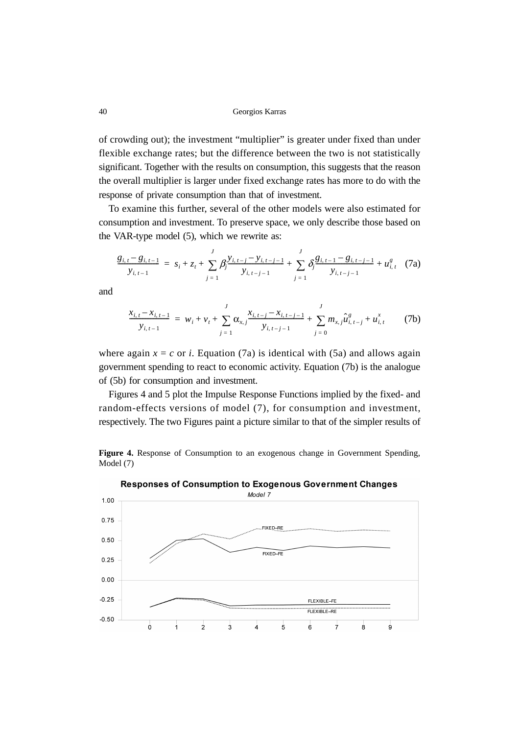of crowding out); the investment "multiplier" is greater under fixed than under flexible exchange rates; but the difference between the two is not statistically significant. Together with the results on consumption, this suggests that the reason the overall multiplier is larger under fixed exchange rates has more to do with the response of private consumption than that of investment.

To examine this further, several of the other models were also estimated for consumption and investment. To preserve space, we only describe those based on the VAR-type model (5), which we rewrite as:

$$\frac{g_{i,t} - g_{i,t-1}}{y_{i,t-1}} = s_i + z_t + \sum_{j=1}^{J} \beta_j \frac{y_{i,t-j} - y_{i,t-j-1}}{y_{i,t-j-1}} + \sum_{j=1}^{J} \delta_j \frac{g_{i,t-1} - g_{i,t-j-1}}{y_{i,t-j-1}} + u_{i,t}^{g} \quad \text{(7a)}$$

and

$$\frac{x_{i,t} - x_{i,t-1}}{y_{i,t-1}} = w_i + v_t + \sum_{j=1}^{J} \alpha_{x,j} \frac{x_{i,t-j} - x_{i,t-j-1}}{y_{i,t-j-1}} + \sum_{j=0}^{J} m_{x,j} \hat{u}_{i,t-j}^{g} + u_{i,t}^{x} \quad \text{(7b)}$$

where again $x = c$ or $i$. Equation (7a) is identical with (5a) and allows again government spending to react to economic activity. Equation (7b) is the analogue of (5b) for consumption and investment.

Figures 4 and 5 plot the Impulse Response Functions implied by the fixed- and random-effects versions of model (7), for consumption and investment, respectively. The two Figures paint a picture similar to that of the simpler results of

**Figure 4.** Response of Consumption to an exogenous change in Government Spending, Model (7)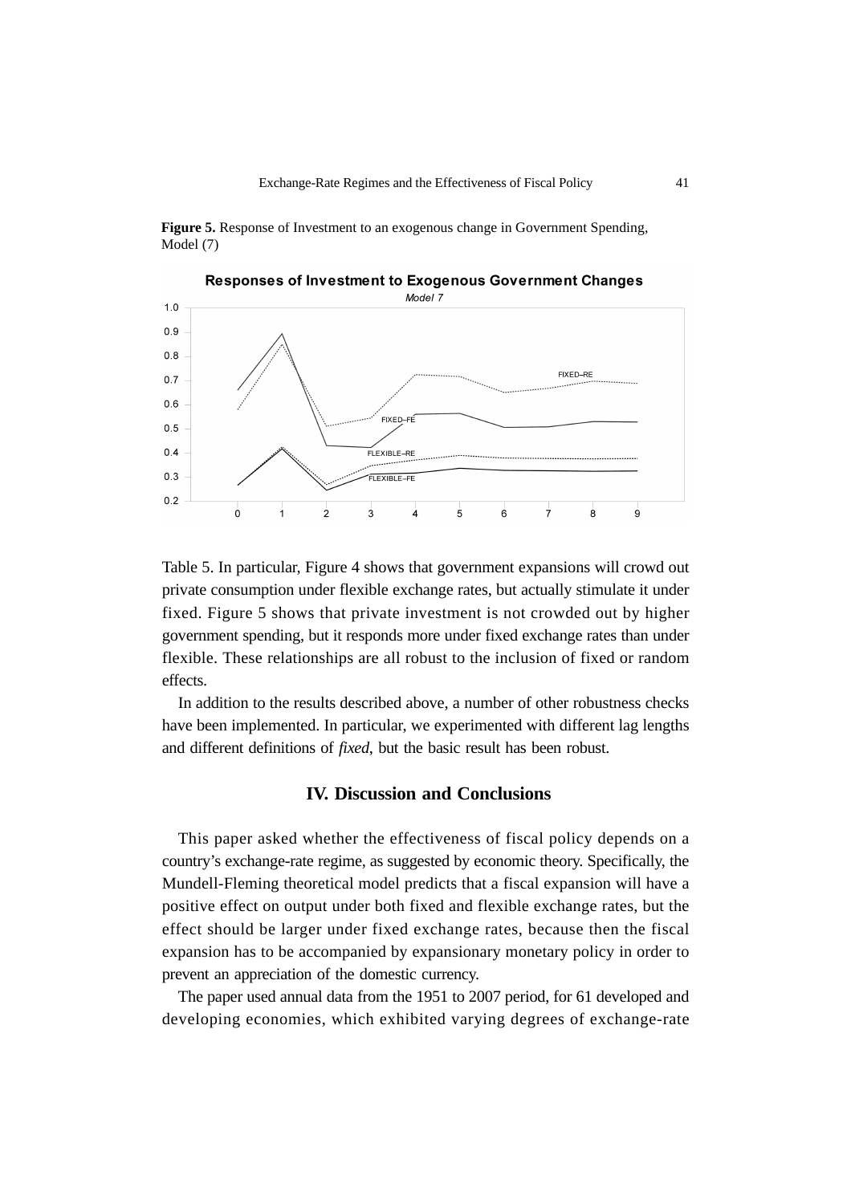**Figure 5.** Response of Investment to an exogenous change in Government Spending, Model (7)

Table 5. In particular, Figure 4 shows that government expansions will crowd out private consumption under flexible exchange rates, but actually stimulate it under fixed. Figure 5 shows that private investment is not crowded out by higher government spending, but it responds more under fixed exchange rates than under flexible. These relationships are all robust to the inclusion of fixed or random effects.

In addition to the results described above, a number of other robustness checks have been implemented. In particular, we experimented with different lag lengths and different definitions of *fixed*, but the basic result has been robust.

## IV. Discussion and Conclusions

This paper asked whether the effectiveness of fiscal policy depends on a country's exchange-rate regime, as suggested by economic theory. Specifically, the Mundell-Fleming theoretical model predicts that a fiscal expansion will have a positive effect on output under both fixed and flexible exchange rates, but the effect should be larger under fixed exchange rates, because then the fiscal expansion has to be accompanied by expansionary monetary policy in order to prevent an appreciation of the domestic currency.

The paper used annual data from the 1951 to 2007 period, for 61 developed and developing economies, which exhibited varying degrees of exchange-rate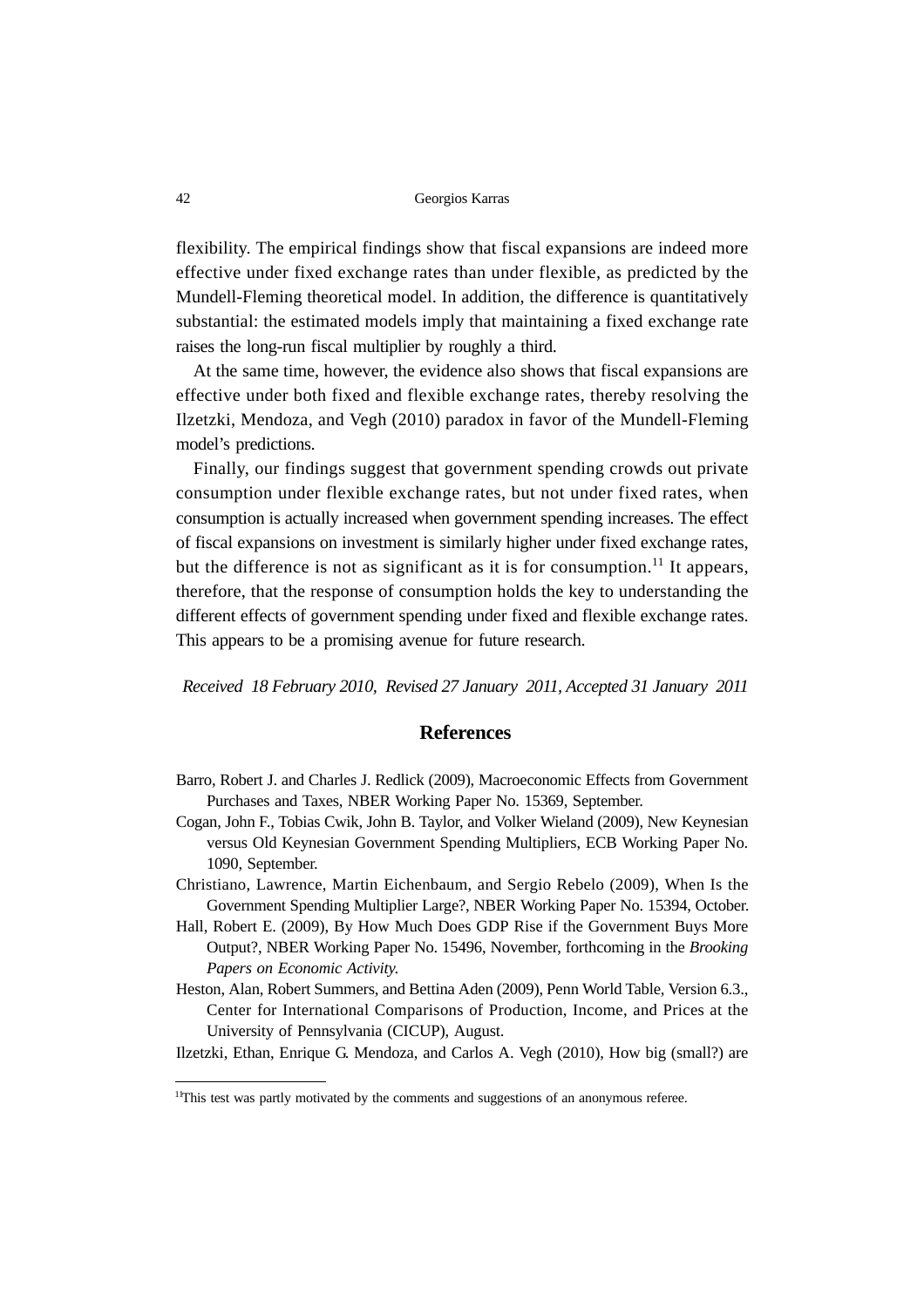flexibility. The empirical findings show that fiscal expansions are indeed more effective under fixed exchange rates than under flexible, as predicted by the Mundell-Fleming theoretical model. In addition, the difference is quantitatively substantial: the estimated models imply that maintaining a fixed exchange rate raises the long-run fiscal multiplier by roughly a third.

At the same time, however, the evidence also shows that fiscal expansions are effective under both fixed and flexible exchange rates, thereby resolving the Ilzetzki, Mendoza, and Vegh (2010) paradox in favor of the Mundell-Fleming model's predictions.

Finally, our findings suggest that government spending crowds out private consumption under flexible exchange rates, but not under fixed rates, when consumption is actually increased when government spending increases. The effect of fiscal expansions on investment is similarly higher under fixed exchange rates, but the difference is not as significant as it is for consumption.[11] It appears, therefore, that the response of consumption holds the key to understanding the different effects of government spending under fixed and flexible exchange rates. This appears to be a promising avenue for future research.

*Received 18 February 2010, Revised 27 January 2011, Accepted 31 January 2011*

## References

Barro, Robert J. and Charles J. Redlick (2009), Macroeconomic Effects from Government Purchases and Taxes, NBER Working Paper No. 15369, September.

Cogan, John F., Tobias Cwik, John B. Taylor, and Volker Wieland (2009), New Keynesian versus Old Keynesian Government Spending Multipliers, ECB Working Paper No. 1090, September.

Christiano, Lawrence, Martin Eichenbaum, and Sergio Rebelo (2009), When Is the Government Spending Multiplier Large?, NBER Working Paper No. 15394, October.

Hall, Robert E. (2009), By How Much Does GDP Rise if the Government Buys More Output?, NBER Working Paper No. 15496, November, forthcoming in the *Brooking Papers on Economic Activity.*

Heston, Alan, Robert Summers, and Bettina Aden (2009), Penn World Table, Version 6.3., Center for International Comparisons of Production, Income, and Prices at the University of Pennsylvania (CICUP), August.

Ilzetzki, Ethan, Enrique G. Mendoza, and Carlos A. Vegh (2010), How big (small?) are

---

[11]This test was partly motivated by the comments and suggestions of an anonymous referee.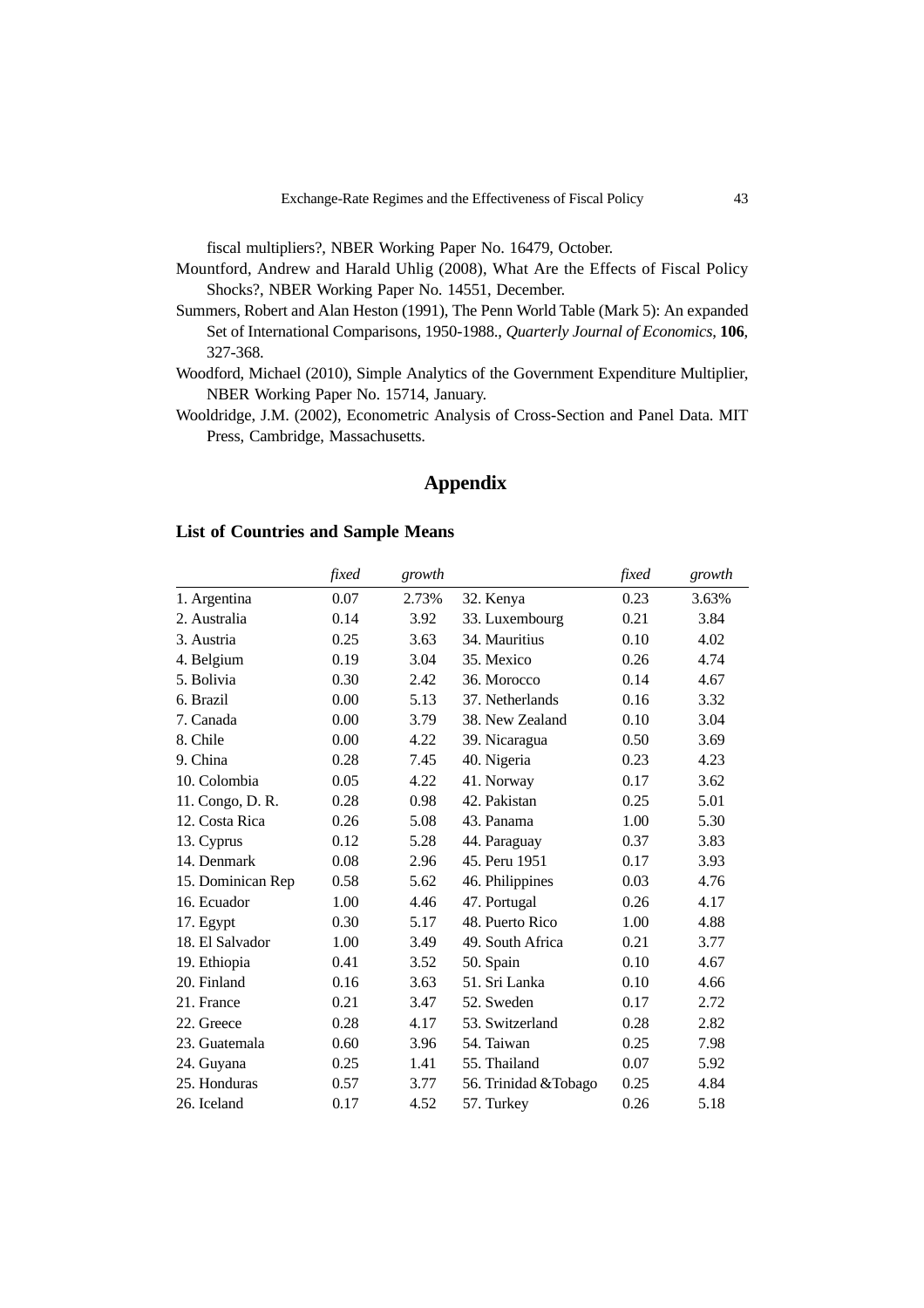fiscal multipliers?, NBER Working Paper No. 16479, October.

Mountford, Andrew and Harald Uhlig (2008), What Are the Effects of Fiscal Policy Shocks?, NBER Working Paper No. 14551, December.

Summers, Robert and Alan Heston (1991), The Penn World Table (Mark 5): An expanded Set of International Comparisons, 1950-1988., *Quarterly Journal of Economics*, **106**, 327-368.

Woodford, Michael (2010), Simple Analytics of the Government Expenditure Multiplier, NBER Working Paper No. 15714, January.

Wooldridge, J.M. (2002), Econometric Analysis of Cross-Section and Panel Data. MIT Press, Cambridge, Massachusetts.

# Appendix

## List of Countries and Sample Means

| | *fixed* | *growth* | | *fixed* | *growth* |
|---|---|---|---|---|---|
| 1. Argentina | 0.07 | 2.73% | 32. Kenya | 0.23 | 3.63% |
| 2. Australia | 0.14 | 3.92 | 33. Luxembourg | 0.21 | 3.84 |
| 3. Austria | 0.25 | 3.63 | 34. Mauritius | 0.10 | 4.02 |
| 4. Belgium | 0.19 | 3.04 | 35. Mexico | 0.26 | 4.74 |
| 5. Bolivia | 0.30 | 2.42 | 36. Morocco | 0.14 | 4.67 |
| 6. Brazil | 0.00 | 5.13 | 37. Netherlands | 0.16 | 3.32 |
| 7. Canada | 0.00 | 3.79 | 38. New Zealand | 0.10 | 3.04 |
| 8. Chile | 0.00 | 4.22 | 39. Nicaragua | 0.50 | 3.69 |
| 9. China | 0.28 | 7.45 | 40. Nigeria | 0.23 | 4.23 |
| 10. Colombia | 0.05 | 4.22 | 41. Norway | 0.17 | 3.62 |
| 11. Congo, D. R. | 0.28 | 0.98 | 42. Pakistan | 0.25 | 5.01 |
| 12. Costa Rica | 0.26 | 5.08 | 43. Panama | 1.00 | 5.30 |
| 13. Cyprus | 0.12 | 5.28 | 44. Paraguay | 0.37 | 3.83 |
| 14. Denmark | 0.08 | 2.96 | 45. Peru 1951 | 0.17 | 3.93 |
| 15. Dominican Rep | 0.58 | 5.62 | 46. Philippines | 0.03 | 4.76 |
| 16. Ecuador | 1.00 | 4.46 | 47. Portugal | 0.26 | 4.17 |
| 17. Egypt | 0.30 | 5.17 | 48. Puerto Rico | 1.00 | 4.88 |
| 18. El Salvador | 1.00 | 3.49 | 49. South Africa | 0.21 | 3.77 |
| 19. Ethiopia | 0.41 | 3.52 | 50. Spain | 0.10 | 4.67 |
| 20. Finland | 0.16 | 3.63 | 51. Sri Lanka | 0.10 | 4.66 |
| 21. France | 0.21 | 3.47 | 52. Sweden | 0.17 | 2.72 |
| 22. Greece | 0.28 | 4.17 | 53. Switzerland | 0.28 | 2.82 |
| 23. Guatemala | 0.60 | 3.96 | 54. Taiwan | 0.25 | 7.98 |
| 24. Guyana | 0.25 | 1.41 | 55. Thailand | 0.07 | 5.92 |
| 25. Honduras | 0.57 | 3.77 | 56. Trinidad &Tobago | 0.25 | 4.84 |
| 26. Iceland | 0.17 | 4.52 | 57. Turkey | 0.26 | 5.18 |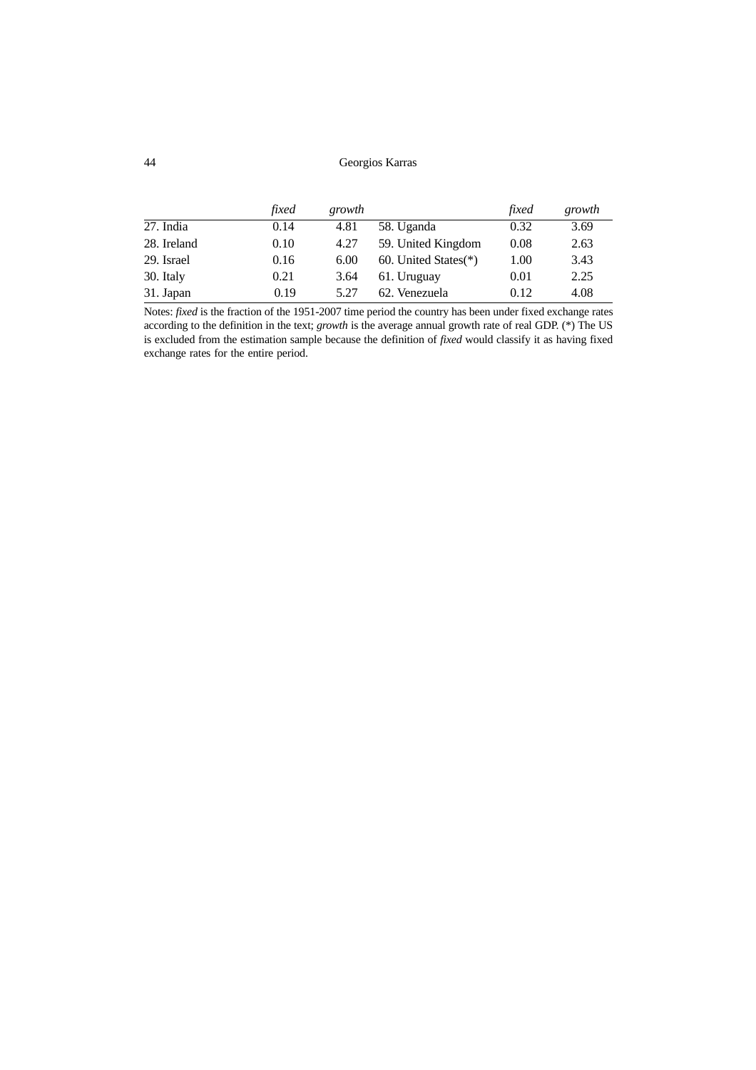| | *fixed* | *growth* | | *fixed* | *growth* |
|---|---|---|---|---|---|
| 27. India | 0.14 | 4.81 | 58. Uganda | 0.32 | 3.69 |
| 28. Ireland | 0.10 | 4.27 | 59. United Kingdom | 0.08 | 2.63 |
| 29. Israel | 0.16 | 6.00 | 60. United States(*) | 1.00 | 3.43 |
| 30. Italy | 0.21 | 3.64 | 61. Uruguay | 0.01 | 2.25 |
| 31. Japan | 0.19 | 5.27 | 62. Venezuela | 0.12 | 4.08 |

Notes: *fixed* is the fraction of the 1951-2007 time period the country has been under fixed exchange rates according to the definition in the text; *growth* is the average annual growth rate of real GDP. (*) The US is excluded from the estimation sample because the definition of *fixed* would classify it as having fixed exchange rates for the entire period.